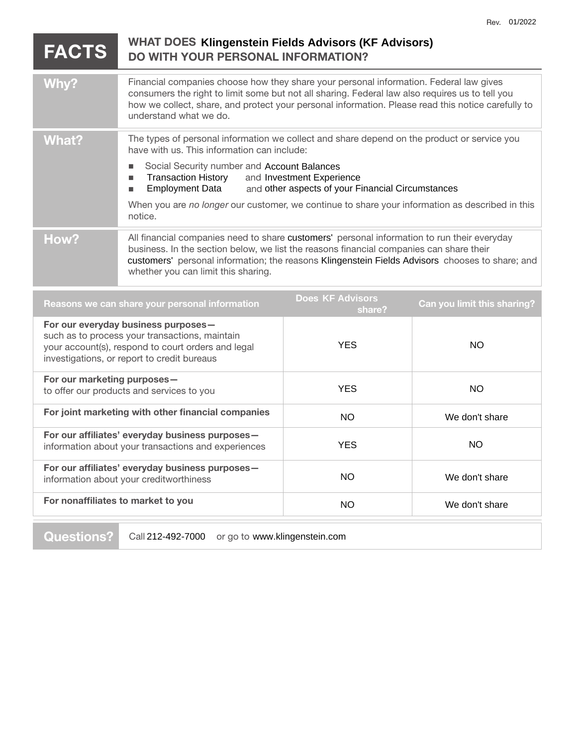Rev. 01/2022

# FACTS — WHAT DOES Klingenstein Fields Advisors (KF Advisors) DO WITH YOUR PERSONAL INFORMATION?

| | |
|---|---|
| **Why?** | Financial companies choose how they share your personal information. Federal law gives consumers the right to limit some but not all sharing. Federal law also requires us to tell you how we collect, share, and protect your personal information. Please read this notice carefully to understand what we do. |
| **What?** | The types of personal information we collect and share depend on the product or service you have with us. This information can include:<br>■ Social Security number and Account Balances<br>■ Transaction History and Investment Experience<br>■ Employment Data and other aspects of your Financial Circumstances<br><br>When you are *no longer* our customer, we continue to share your information as described in this notice. |
| **How?** | All financial companies need to share customers' personal information to run their everyday business. In the section below, we list the reasons financial companies can share their customers' personal information; the reasons Klingenstein Fields Advisors chooses to share; and whether you can limit this sharing. |

| Reasons we can share your personal information | Does KF Advisors share? | Can you limit this sharing? |
|---|---|---|
| **For our everyday business purposes—** such as to process your transactions, maintain your account(s), respond to court orders and legal investigations, or report to credit bureaus | YES | NO |
| **For our marketing purposes—** to offer our products and services to you | YES | NO |
| **For joint marketing with other financial companies** | NO | We don't share |
| **For our affiliates' everyday business purposes—** information about your transactions and experiences | YES | NO |
| **For our affiliates' everyday business purposes—** information about your creditworthiness | NO | We don't share |
| **For nonaffiliates to market to you** | NO | We don't share |

| | |
|---|---|
| **Questions?** | Call 212-492-7000 or go to www.klingenstein.com |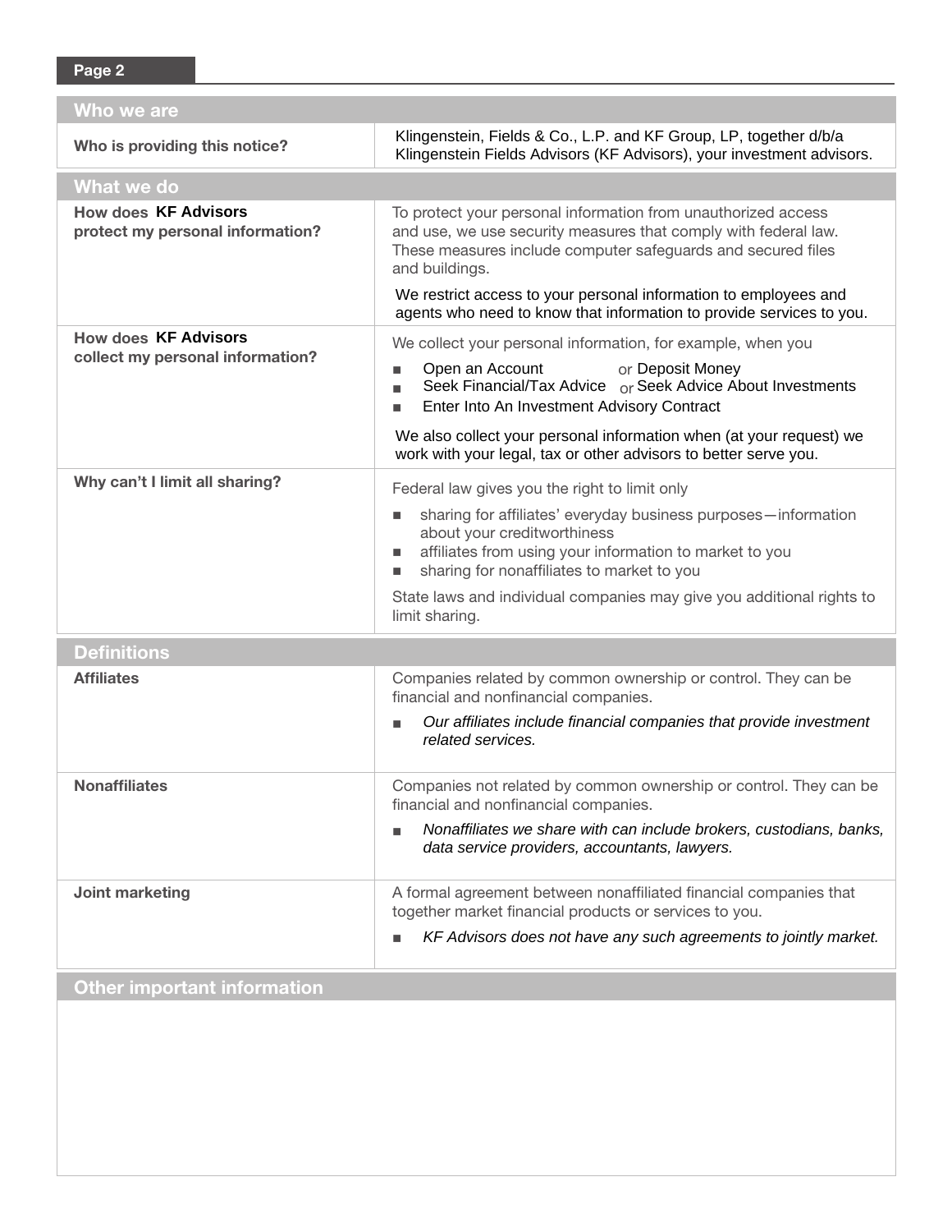## Who we are

| | |
|---|---|
| **Who is providing this notice?** | Klingenstein, Fields & Co., L.P. and KF Group, LP, together d/b/a Klingenstein Fields Advisors (KF Advisors), your investment advisors. |

## What we do

| | |
|---|---|
| **How does KF Advisors protect my personal information?** | To protect your personal information from unauthorized access and use, we use security measures that comply with federal law. These measures include computer safeguards and secured files and buildings.<br><br>We restrict access to your personal information to employees and agents who need to know that information to provide services to you. |
| **How does KF Advisors collect my personal information?** | We collect your personal information, for example, when you<br>■ Open an Account or Deposit Money<br>■ Seek Financial/Tax Advice or Seek Advice About Investments<br>■ Enter Into An Investment Advisory Contract<br><br>We also collect your personal information when (at your request) we work with your legal, tax or other advisors to better serve you. |
| **Why can't I limit all sharing?** | Federal law gives you the right to limit only<br>■ sharing for affiliates' everyday business purposes—information about your creditworthiness<br>■ affiliates from using your information to market to you<br>■ sharing for nonaffiliates to market to you<br><br>State laws and individual companies may give you additional rights to limit sharing. |

## Definitions

| | |
|---|---|
| **Affiliates** | Companies related by common ownership or control. They can be financial and nonfinancial companies.<br>■ *Our affiliates include financial companies that provide investment related services.* |
| **Nonaffiliates** | Companies not related by common ownership or control. They can be financial and nonfinancial companies.<br>■ *Nonaffiliates we share with can include brokers, custodians, banks, data service providers, accountants, lawyers.* |
| **Joint marketing** | A formal agreement between nonaffiliated financial companies that together market financial products or services to you.<br>■ *KF Advisors does not have any such agreements to jointly market.* |

## Other important information